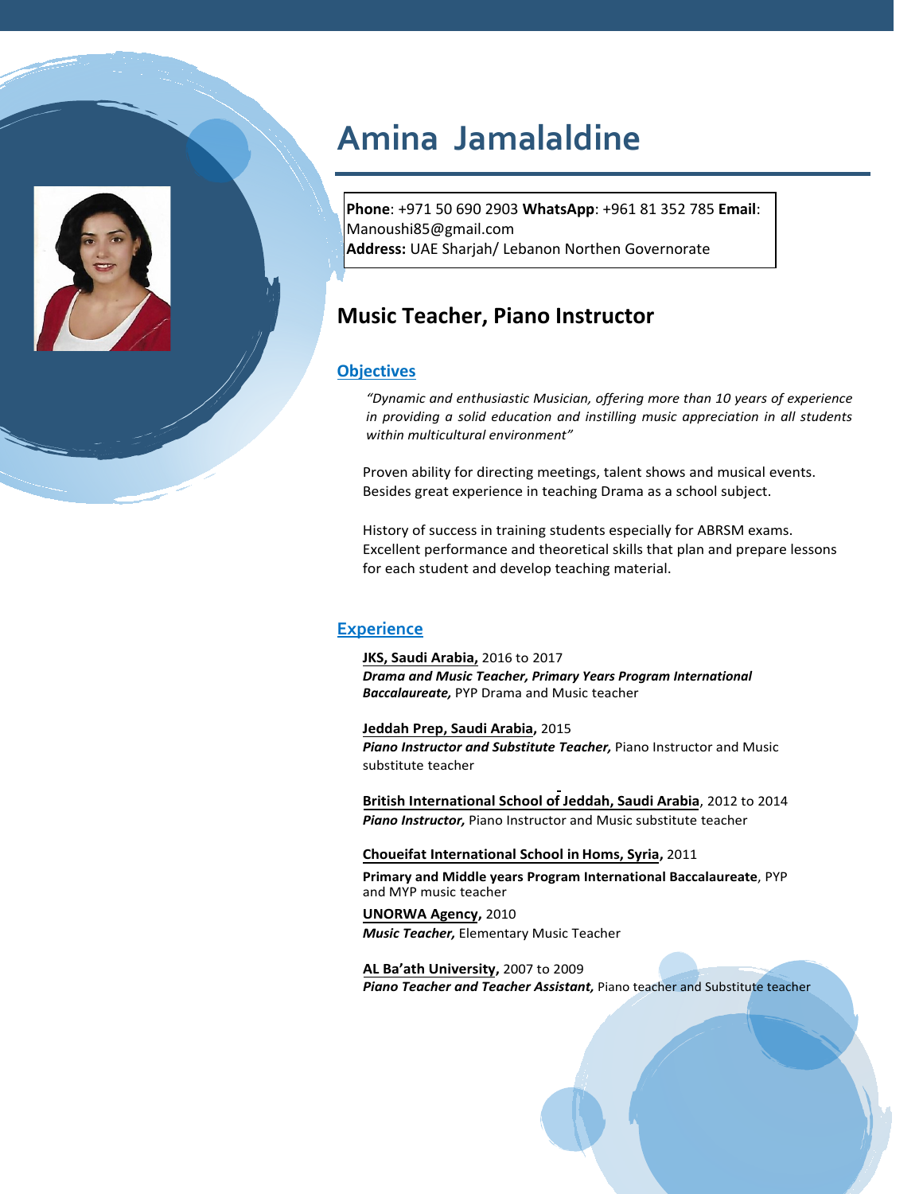# Amina Jamalaldine

**Phone**: +971 50 690 2903 **WhatsApp**: +961 81 352 785 **Email**: Manoushi85@gmail.com
**Address:** UAE Sharjah/ Lebanon Northen Governorate

## Music Teacher, Piano Instructor

### Objectives

*"Dynamic and enthusiastic Musician, offering more than 10 years of experience in providing a solid education and instilling music appreciation in all students within multicultural environment"*

Proven ability for directing meetings, talent shows and musical events. Besides great experience in teaching Drama as a school subject.

History of success in training students especially for ABRSM exams. Excellent performance and theoretical skills that plan and prepare lessons for each student and develop teaching material.

### Experience

**JKS, Saudi Arabia,** 2016 to 2017
***Drama and Music Teacher, Primary Years Program International Baccalaureate,*** PYP Drama and Music teacher

**Jeddah Prep, Saudi Arabia,** 2015
***Piano Instructor and Substitute Teacher,*** Piano Instructor and Music substitute teacher

**British International School of Jeddah, Saudi Arabia**, 2012 to 2014
***Piano Instructor,*** Piano Instructor and Music substitute teacher

**Choueifat International School in Homs, Syria,** 2011
**Primary and Middle years Program International Baccalaureate**, PYP and MYP music teacher

**UNORWA Agency,** 2010
***Music Teacher,*** Elementary Music Teacher

**AL Ba'ath University,** 2007 to 2009
***Piano Teacher and Teacher Assistant,*** Piano teacher and Substitute teacher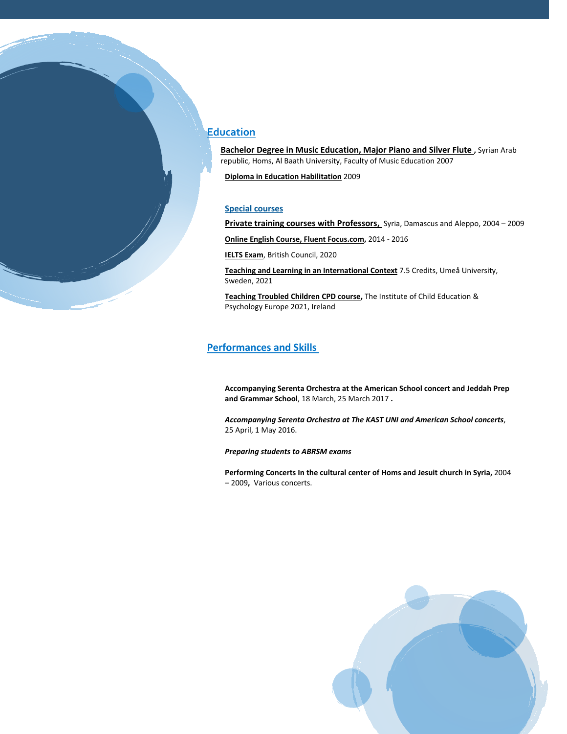## Education

**Bachelor Degree in Music Education, Major Piano and Silver Flute ,** Syrian Arab republic, Homs, Al Baath University, Faculty of Music Education 2007

**Diploma in Education Habilitation** 2009

### Special courses

**Private training courses with Professors,** Syria, Damascus and Aleppo, 2004 – 2009

**Online English Course, Fluent Focus.com,** 2014 - 2016

**IELTS Exam**, British Council, 2020

**Teaching and Learning in an International Context** 7.5 Credits, Umeå University, Sweden, 2021

**Teaching Troubled Children CPD course,** The Institute of Child Education & Psychology Europe 2021, Ireland

## Performances and Skills

**Accompanying Serenta Orchestra at the American School concert and Jeddah Prep and Grammar School**, 18 March, 25 March 2017 **.**

***Accompanying Serenta Orchestra at The KAST UNI and American School concerts***, 25 April, 1 May 2016.

***Preparing students to ABRSM exams***

**Performing Concerts In the cultural center of Homs and Jesuit church in Syria,** 2004 – 2009**,** Various concerts.